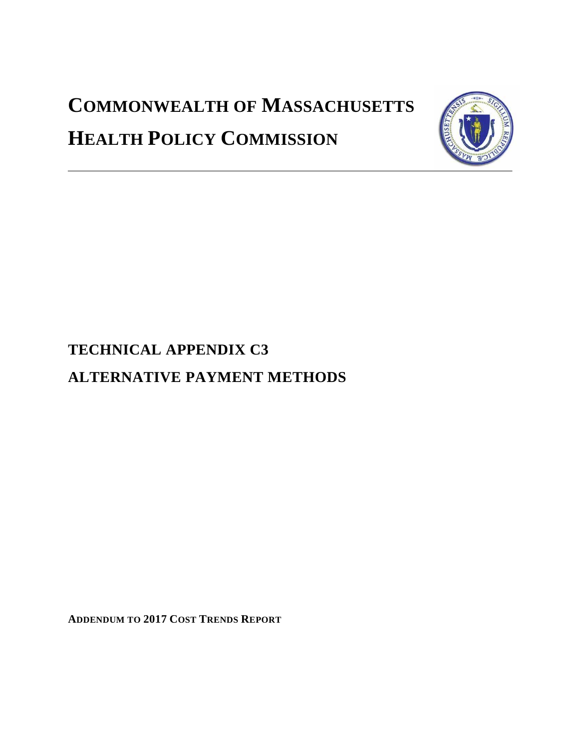# COMMONWEALTH OF MASSACHUSETTS
# HEALTH POLICY COMMISSION

---

## TECHNICAL APPENDIX C3
## ALTERNATIVE PAYMENT METHODS

**ADDENDUM TO 2017 COST TRENDS REPORT**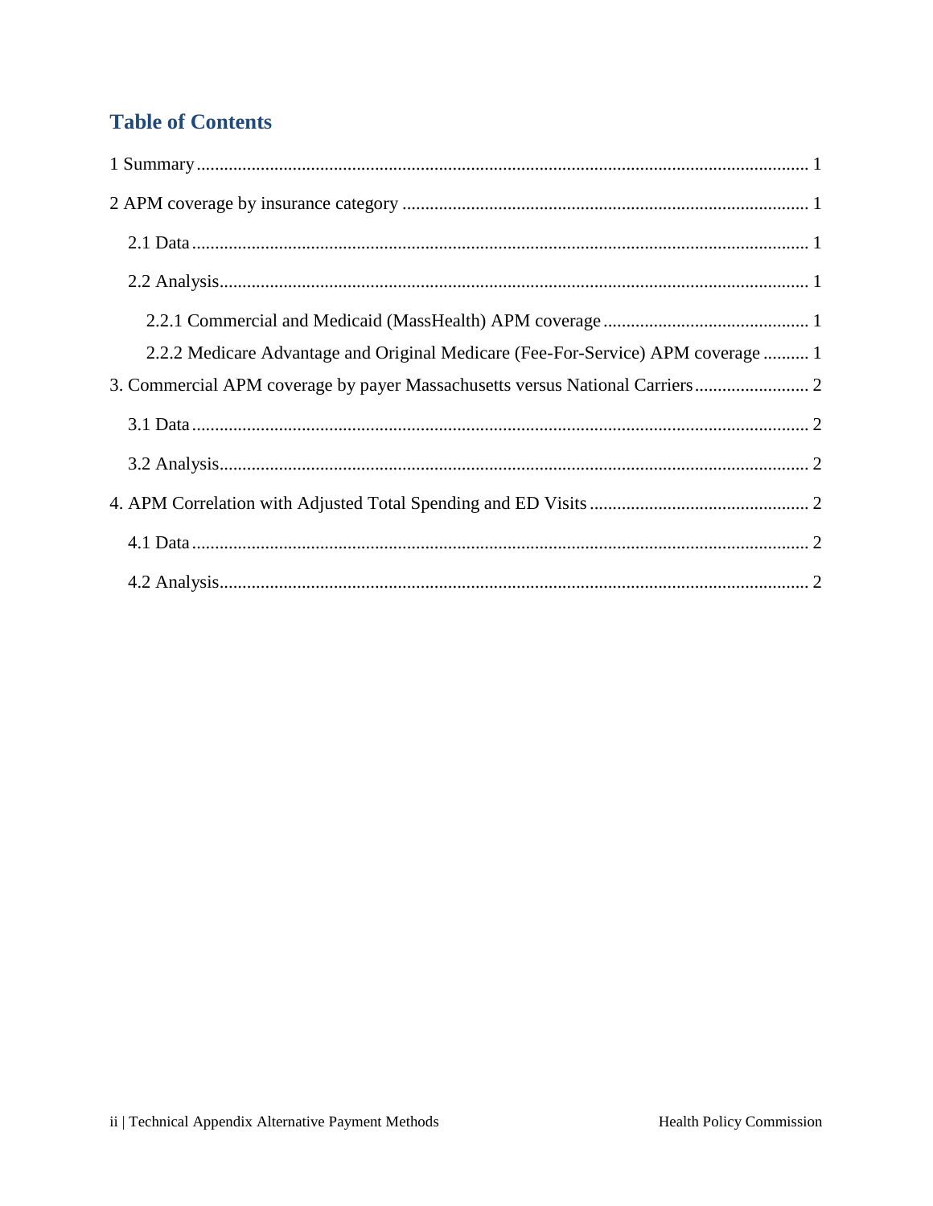## Table of Contents

1 Summary ..... 1

2 APM coverage by insurance category ..... 1

- 2.1 Data ..... 1
- 2.2 Analysis ..... 1
  - 2.2.1 Commercial and Medicaid (MassHealth) APM coverage ..... 1
  - 2.2.2 Medicare Advantage and Original Medicare (Fee-For-Service) APM coverage ..... 1

3. Commercial APM coverage by payer Massachusetts versus National Carriers ..... 2

- 3.1 Data ..... 2
- 3.2 Analysis ..... 2

4. APM Correlation with Adjusted Total Spending and ED Visits ..... 2

- 4.1 Data ..... 2
- 4.2 Analysis ..... 2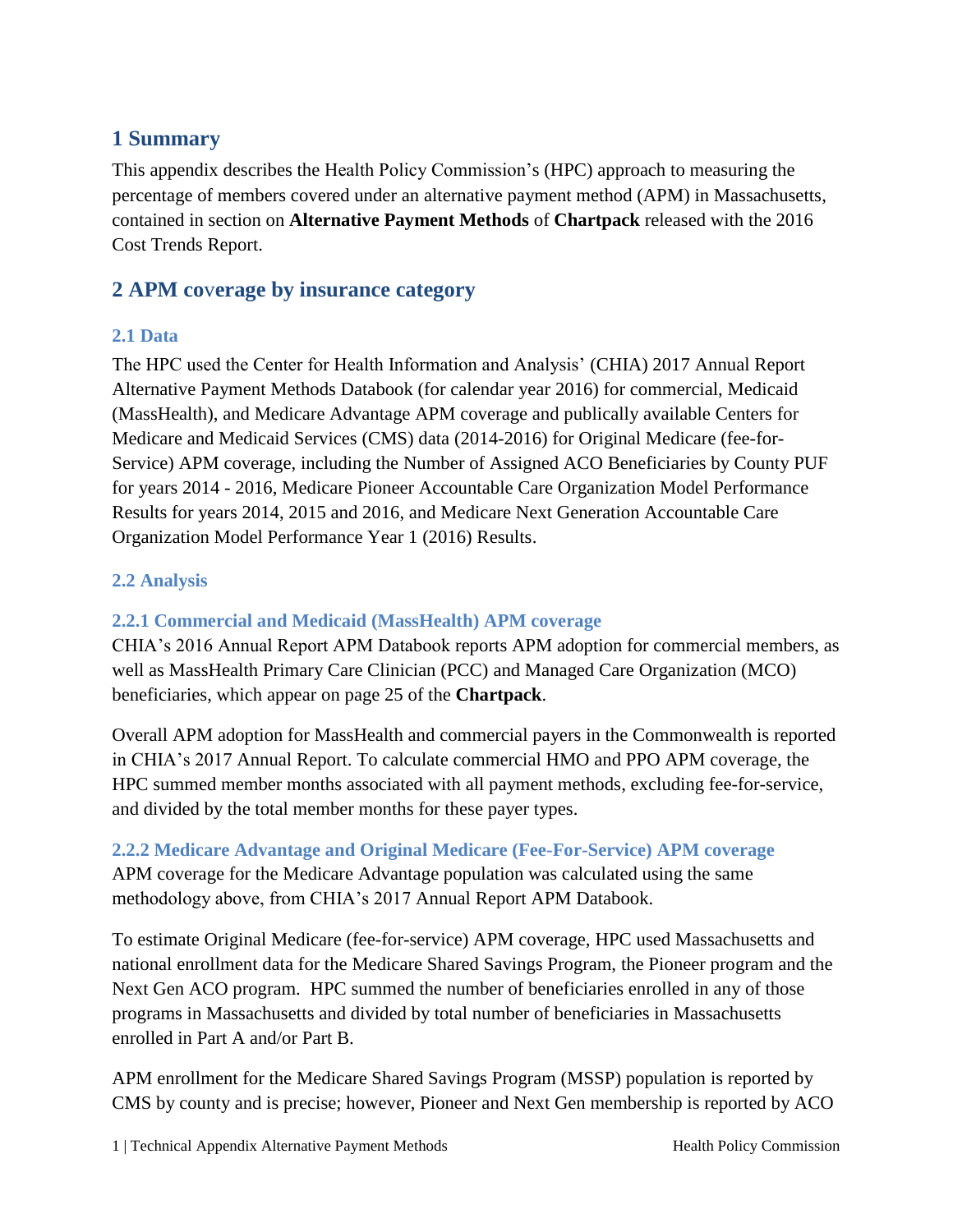## 1 Summary

This appendix describes the Health Policy Commission's (HPC) approach to measuring the percentage of members covered under an alternative payment method (APM) in Massachusetts, contained in section on **Alternative Payment Methods** of **Chartpack** released with the 2016 Cost Trends Report.

## 2 APM coverage by insurance category

### 2.1 Data

The HPC used the Center for Health Information and Analysis' (CHIA) 2017 Annual Report Alternative Payment Methods Databook (for calendar year 2016) for commercial, Medicaid (MassHealth), and Medicare Advantage APM coverage and publically available Centers for Medicare and Medicaid Services (CMS) data (2014-2016) for Original Medicare (fee-for-Service) APM coverage, including the Number of Assigned ACO Beneficiaries by County PUF for years 2014 - 2016, Medicare Pioneer Accountable Care Organization Model Performance Results for years 2014, 2015 and 2016, and Medicare Next Generation Accountable Care Organization Model Performance Year 1 (2016) Results.

### 2.2 Analysis

#### 2.2.1 Commercial and Medicaid (MassHealth) APM coverage

CHIA's 2016 Annual Report APM Databook reports APM adoption for commercial members, as well as MassHealth Primary Care Clinician (PCC) and Managed Care Organization (MCO) beneficiaries, which appear on page 25 of the **Chartpack**.

Overall APM adoption for MassHealth and commercial payers in the Commonwealth is reported in CHIA's 2017 Annual Report. To calculate commercial HMO and PPO APM coverage, the HPC summed member months associated with all payment methods, excluding fee-for-service, and divided by the total member months for these payer types.

#### 2.2.2 Medicare Advantage and Original Medicare (Fee-For-Service) APM coverage

APM coverage for the Medicare Advantage population was calculated using the same methodology above, from CHIA's 2017 Annual Report APM Databook.

To estimate Original Medicare (fee-for-service) APM coverage, HPC used Massachusetts and national enrollment data for the Medicare Shared Savings Program, the Pioneer program and the Next Gen ACO program. HPC summed the number of beneficiaries enrolled in any of those programs in Massachusetts and divided by total number of beneficiaries in Massachusetts enrolled in Part A and/or Part B.

APM enrollment for the Medicare Shared Savings Program (MSSP) population is reported by CMS by county and is precise; however, Pioneer and Next Gen membership is reported by ACO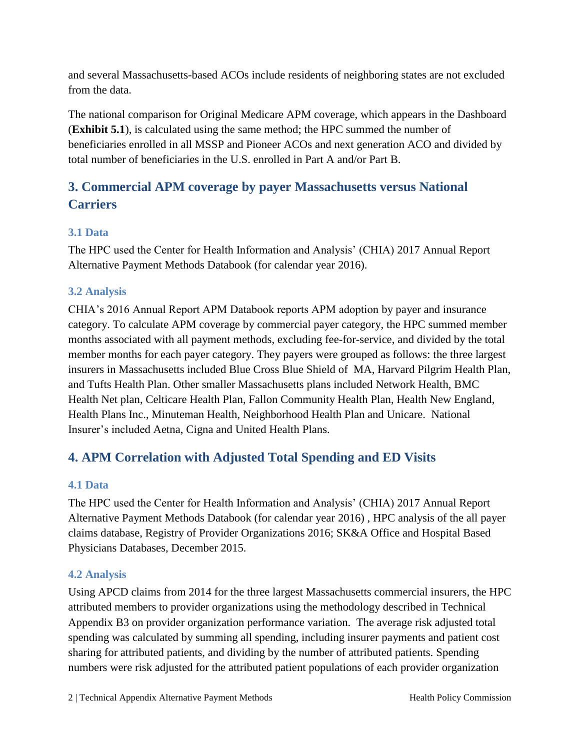and several Massachusetts-based ACOs include residents of neighboring states are not excluded from the data.

The national comparison for Original Medicare APM coverage, which appears in the Dashboard (**Exhibit 5.1**), is calculated using the same method; the HPC summed the number of beneficiaries enrolled in all MSSP and Pioneer ACOs and next generation ACO and divided by total number of beneficiaries in the U.S. enrolled in Part A and/or Part B.

## 3. Commercial APM coverage by payer Massachusetts versus National Carriers

### 3.1 Data

The HPC used the Center for Health Information and Analysis' (CHIA) 2017 Annual Report Alternative Payment Methods Databook (for calendar year 2016).

### 3.2 Analysis

CHIA's 2016 Annual Report APM Databook reports APM adoption by payer and insurance category. To calculate APM coverage by commercial payer category, the HPC summed member months associated with all payment methods, excluding fee-for-service, and divided by the total member months for each payer category. They payers were grouped as follows: the three largest insurers in Massachusetts included Blue Cross Blue Shield of MA, Harvard Pilgrim Health Plan, and Tufts Health Plan. Other smaller Massachusetts plans included Network Health, BMC Health Net plan, Celticare Health Plan, Fallon Community Health Plan, Health New England, Health Plans Inc., Minuteman Health, Neighborhood Health Plan and Unicare. National Insurer's included Aetna, Cigna and United Health Plans.

## 4. APM Correlation with Adjusted Total Spending and ED Visits

### 4.1 Data

The HPC used the Center for Health Information and Analysis' (CHIA) 2017 Annual Report Alternative Payment Methods Databook (for calendar year 2016) , HPC analysis of the all payer claims database, Registry of Provider Organizations 2016; SK&A Office and Hospital Based Physicians Databases, December 2015.

### 4.2 Analysis

Using APCD claims from 2014 for the three largest Massachusetts commercial insurers, the HPC attributed members to provider organizations using the methodology described in Technical Appendix B3 on provider organization performance variation. The average risk adjusted total spending was calculated by summing all spending, including insurer payments and patient cost sharing for attributed patients, and dividing by the number of attributed patients. Spending numbers were risk adjusted for the attributed patient populations of each provider organization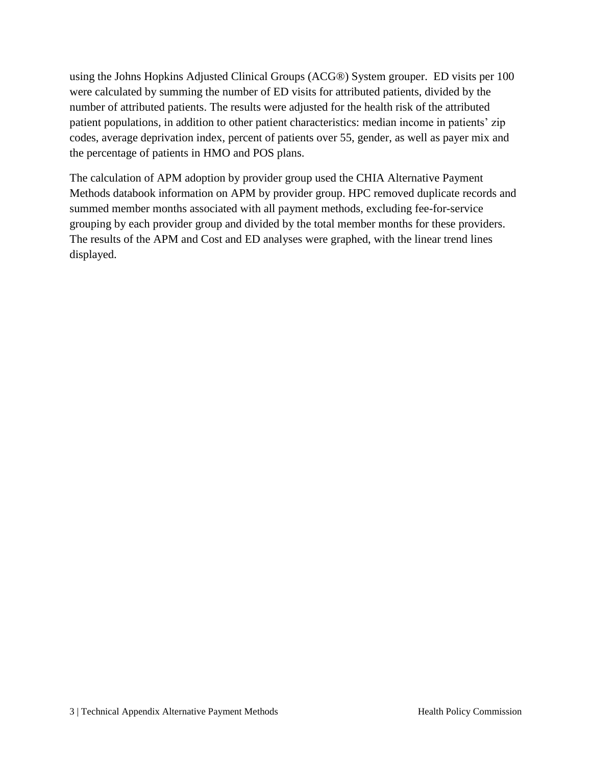using the Johns Hopkins Adjusted Clinical Groups (ACG®) System grouper. ED visits per 100 were calculated by summing the number of ED visits for attributed patients, divided by the number of attributed patients. The results were adjusted for the health risk of the attributed patient populations, in addition to other patient characteristics: median income in patients' zip codes, average deprivation index, percent of patients over 55, gender, as well as payer mix and the percentage of patients in HMO and POS plans.

The calculation of APM adoption by provider group used the CHIA Alternative Payment Methods databook information on APM by provider group. HPC removed duplicate records and summed member months associated with all payment methods, excluding fee-for-service grouping by each provider group and divided by the total member months for these providers. The results of the APM and Cost and ED analyses were graphed, with the linear trend lines displayed.